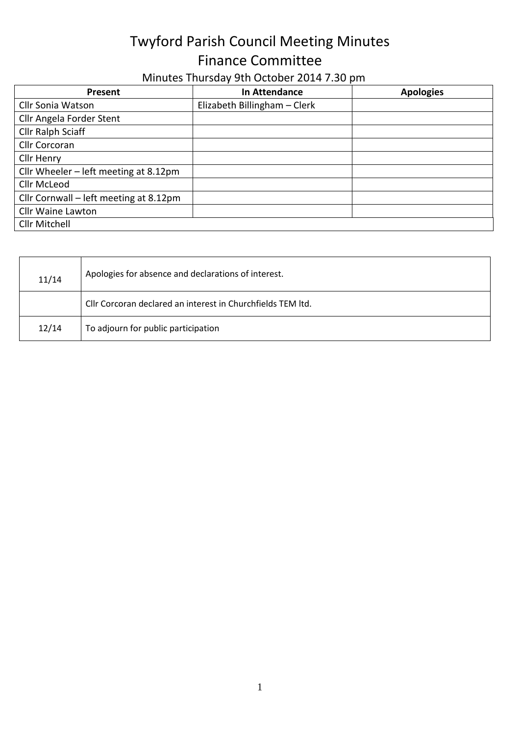# Twyford Parish Council Meeting Minutes

## Finance Committee

### Minutes Thursday 9th October 2014 7.30 pm

| Present | In Attendance | Apologies |
|---|---|---|
| Cllr Sonia Watson | Elizabeth Billingham – Clerk | |
| Cllr Angela Forder Stent | | |
| Cllr Ralph Sciaff | | |
| Cllr Corcoran | | |
| Cllr Henry | | |
| Cllr Wheeler – left meeting at 8.12pm | | |
| Cllr McLeod | | |
| Cllr Cornwall – left meeting at 8.12pm | | |
| Cllr Waine Lawton | | |
| Cllr Mitchell | | |

| | |
|---|---|
| 11/14 | Apologies for absence and declarations of interest. |
| | Cllr Corcoran declared an interest in Churchfields TEM ltd. |
| 12/14 | To adjourn for public participation |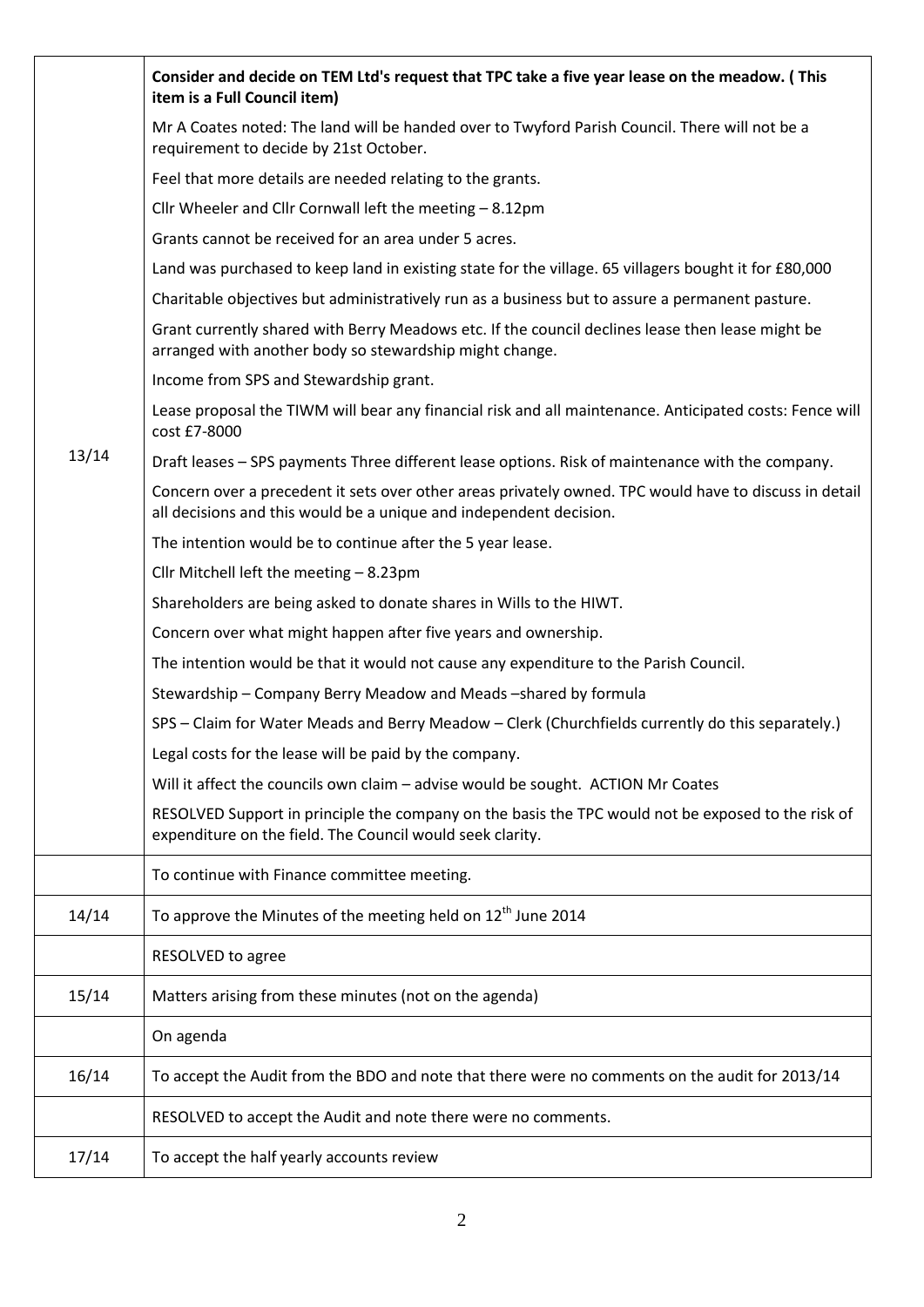| | |
|---|---|
| 13/14 | **Consider and decide on TEM Ltd's request that TPC take a five year lease on the meadow. ( This item is a Full Council item)**<br>Mr A Coates noted: The land will be handed over to Twyford Parish Council. There will not be a requirement to decide by 21st October.<br>Feel that more details are needed relating to the grants.<br>Cllr Wheeler and Cllr Cornwall left the meeting – 8.12pm<br>Grants cannot be received for an area under 5 acres.<br>Land was purchased to keep land in existing state for the village. 65 villagers bought it for £80,000<br>Charitable objectives but administratively run as a business but to assure a permanent pasture.<br>Grant currently shared with Berry Meadows etc. If the council declines lease then lease might be arranged with another body so stewardship might change.<br>Income from SPS and Stewardship grant.<br>Lease proposal the TIWM will bear any financial risk and all maintenance. Anticipated costs: Fence will cost £7-8000<br>Draft leases – SPS payments Three different lease options. Risk of maintenance with the company.<br>Concern over a precedent it sets over other areas privately owned. TPC would have to discuss in detail all decisions and this would be a unique and independent decision.<br>The intention would be to continue after the 5 year lease.<br>Cllr Mitchell left the meeting – 8.23pm<br>Shareholders are being asked to donate shares in Wills to the HIWT.<br>Concern over what might happen after five years and ownership.<br>The intention would be that it would not cause any expenditure to the Parish Council.<br>Stewardship – Company Berry Meadow and Meads –shared by formula<br>SPS – Claim for Water Meads and Berry Meadow – Clerk (Churchfields currently do this separately.)<br>Legal costs for the lease will be paid by the company.<br>Will it affect the councils own claim – advise would be sought. ACTION Mr Coates<br>RESOLVED Support in principle the company on the basis the TPC would not be exposed to the risk of expenditure on the field. The Council would seek clarity. |
| | To continue with Finance committee meeting. |
| 14/14 | To approve the Minutes of the meeting held on 12th June 2014 |
| | RESOLVED to agree |
| 15/14 | Matters arising from these minutes (not on the agenda) |
| | On agenda |
| 16/14 | To accept the Audit from the BDO and note that there were no comments on the audit for 2013/14 |
| | RESOLVED to accept the Audit and note there were no comments. |
| 17/14 | To accept the half yearly accounts review |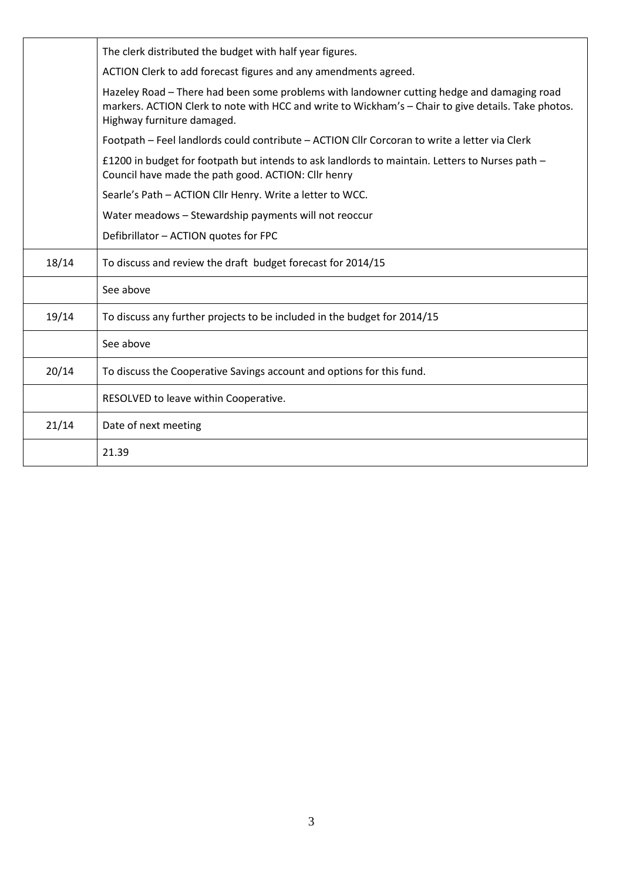| | |
|---|---|
| | The clerk distributed the budget with half year figures.<br>ACTION Clerk to add forecast figures and any amendments agreed.<br>Hazeley Road – There had been some problems with landowner cutting hedge and damaging road markers. ACTION Clerk to note with HCC and write to Wickham's – Chair to give details. Take photos. Highway furniture damaged.<br>Footpath – Feel landlords could contribute – ACTION Cllr Corcoran to write a letter via Clerk<br>£1200 in budget for footpath but intends to ask landlords to maintain. Letters to Nurses path – Council have made the path good. ACTION: Cllr henry<br>Searle's Path – ACTION Cllr Henry. Write a letter to WCC.<br>Water meadows – Stewardship payments will not reoccur<br>Defibrillator – ACTION quotes for FPC |
| 18/14 | To discuss and review the draft budget forecast for 2014/15 |
| | See above |
| 19/14 | To discuss any further projects to be included in the budget for 2014/15 |
| | See above |
| 20/14 | To discuss the Cooperative Savings account and options for this fund. |
| | RESOLVED to leave within Cooperative. |
| 21/14 | Date of next meeting |
| | 21.39 |